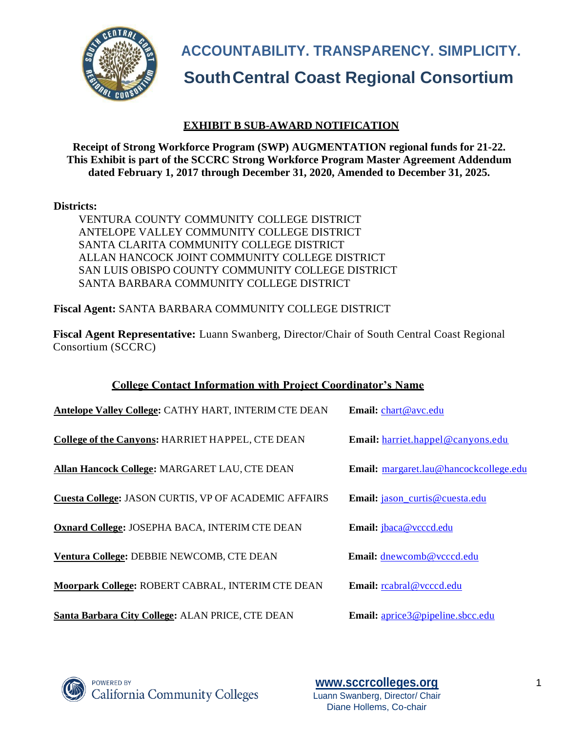# ACCOUNTABILITY. TRANSPARENCY. SIMPLICITY.

# South Central Coast Regional Consortium

## EXHIBIT B SUB-AWARD NOTIFICATION

**Receipt of Strong Workforce Program (SWP) AUGMENTATION regional funds for 21-22. This Exhibit is part of the SCCRC Strong Workforce Program Master Agreement Addendum dated February 1, 2017 through December 31, 2020, Amended to December 31, 2025.**

**Districts:**

VENTURA COUNTY COMMUNITY COLLEGE DISTRICT
ANTELOPE VALLEY COMMUNITY COLLEGE DISTRICT
SANTA CLARITA COMMUNITY COLLEGE DISTRICT
ALLAN HANCOCK JOINT COMMUNITY COLLEGE DISTRICT
SAN LUIS OBISPO COUNTY COMMUNITY COLLEGE DISTRICT
SANTA BARBARA COMMUNITY COLLEGE DISTRICT

**Fiscal Agent:** SANTA BARBARA COMMUNITY COLLEGE DISTRICT

**Fiscal Agent Representative:** Luann Swanberg, Director/Chair of South Central Coast Regional Consortium (SCCRC)

### College Contact Information with Project Coordinator's Name

**Antelope Valley College:** CATHY HART, INTERIM CTE DEAN — **Email:** chart@avc.edu

**College of the Canyons:** HARRIET HAPPEL, CTE DEAN — **Email:** harriet.happel@canyons.edu

**Allan Hancock College:** MARGARET LAU, CTE DEAN — **Email:** margaret.lau@hancockcollege.edu

**Cuesta College:** JASON CURTIS, VP OF ACADEMIC AFFAIRS — **Email:** jason_curtis@cuesta.edu

**Oxnard College:** JOSEPHA BACA, INTERIM CTE DEAN — **Email:** jbaca@vcccd.edu

**Ventura College:** DEBBIE NEWCOMB, CTE DEAN — **Email:** dnewcomb@vcccd.edu

**Moorpark College:** ROBERT CABRAL, INTERIM CTE DEAN — **Email:** rcabral@vcccd.edu

**Santa Barbara City College:** ALAN PRICE, CTE DEAN — **Email:** aprice3@pipeline.sbcc.edu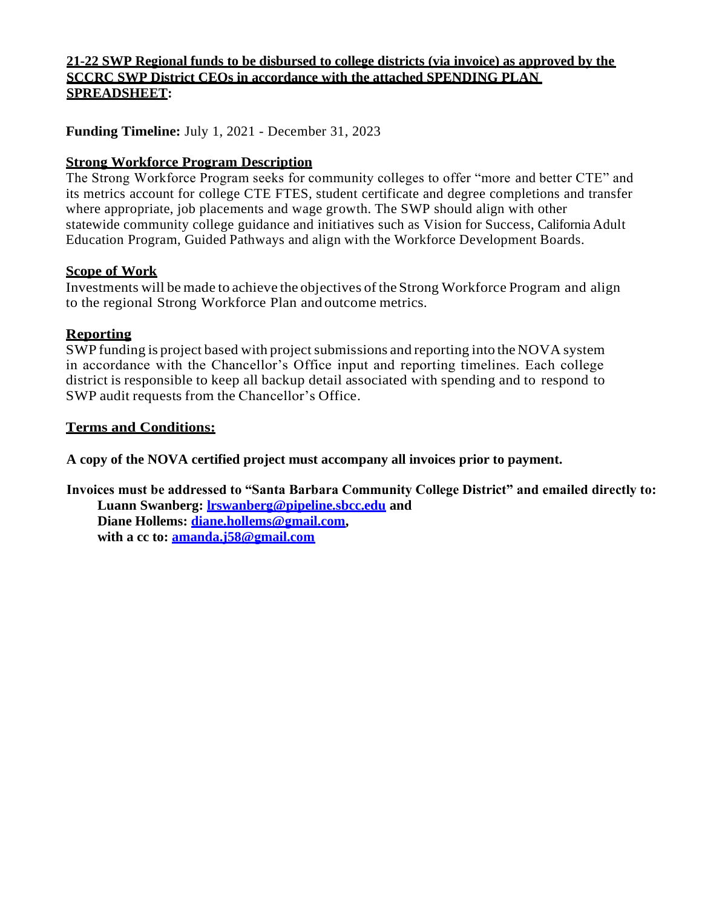**21-22 SWP Regional funds to be disbursed to college districts (via invoice) as approved by the SCCRC SWP District CEOs in accordance with the attached SPENDING PLAN SPREADSHEET:**

**Funding Timeline:** July 1, 2021 - December 31, 2023

## Strong Workforce Program Description

The Strong Workforce Program seeks for community colleges to offer "more and better CTE" and its metrics account for college CTE FTES, student certificate and degree completions and transfer where appropriate, job placements and wage growth. The SWP should align with other statewide community college guidance and initiatives such as Vision for Success, California Adult Education Program, Guided Pathways and align with the Workforce Development Boards.

## Scope of Work

Investments will be made to achieve the objectives of the Strong Workforce Program and align to the regional Strong Workforce Plan and outcome metrics.

## Reporting

SWP funding is project based with project submissions and reporting into the NOVA system in accordance with the Chancellor's Office input and reporting timelines. Each college district is responsible to keep all backup detail associated with spending and to respond to SWP audit requests from the Chancellor's Office.

## Terms and Conditions:

**A copy of the NOVA certified project must accompany all invoices prior to payment.**

**Invoices must be addressed to "Santa Barbara Community College District" and emailed directly to:**

**Luann Swanberg: lrswanberg@pipeline.sbcc.edu and**
**Diane Hollems: diane.hollems@gmail.com,**
**with a cc to: amanda.j58@gmail.com**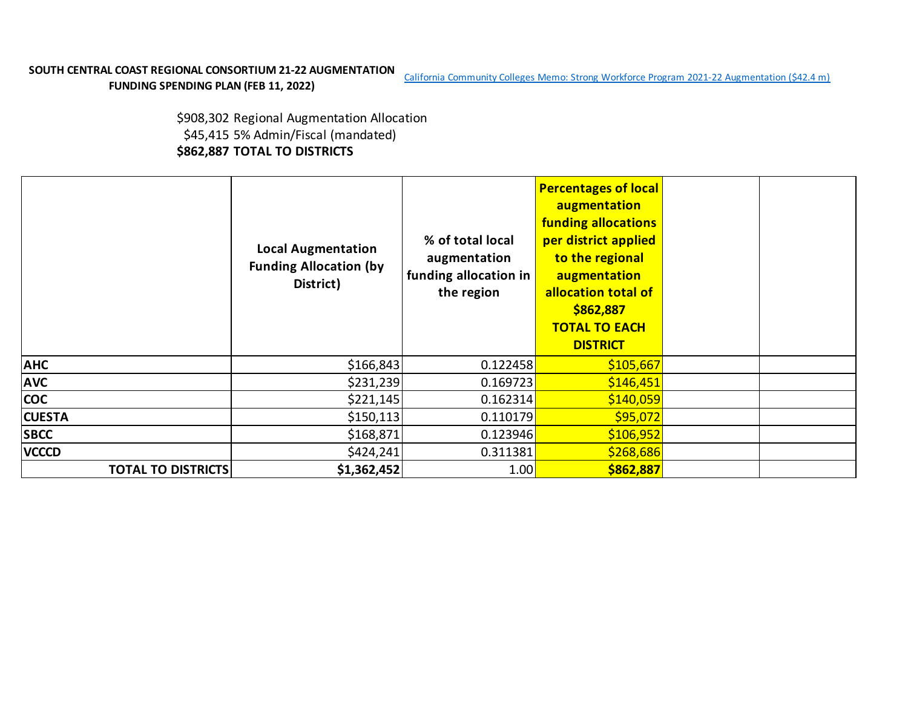**SOUTH CENTRAL COAST REGIONAL CONSORTIUM 21-22 AUGMENTATION FUNDING SPENDING PLAN (FEB 11, 2022)**

[California Community Colleges Memo: Strong Workforce Program 2021-22 Augmentation ($42.4 m)]

$908,302 Regional Augmentation Allocation
$45,415 5% Admin/Fiscal (mandated)
**$862,887 TOTAL TO DISTRICTS**

| | Local Augmentation Funding Allocation (by District) | % of total local augmentation funding allocation in the region | Percentages of local augmentation funding allocations per district applied to the regional augmentation allocation total of $862,887 TOTAL TO EACH DISTRICT | | |
|---|---|---|---|---|---|
| **AHC** | $166,843 | 0.122458 | $105,667 | | |
| **AVC** | $231,239 | 0.169723 | $146,451 | | |
| **COC** | $221,145 | 0.162314 | $140,059 | | |
| **CUESTA** | $150,113 | 0.110179 | $95,072 | | |
| **SBCC** | $168,871 | 0.123946 | $106,952 | | |
| **VCCCD** | $424,241 | 0.311381 | $268,686 | | |
| **TOTAL TO DISTRICTS** | **$1,362,452** | 1.00 | **$862,887** | | |